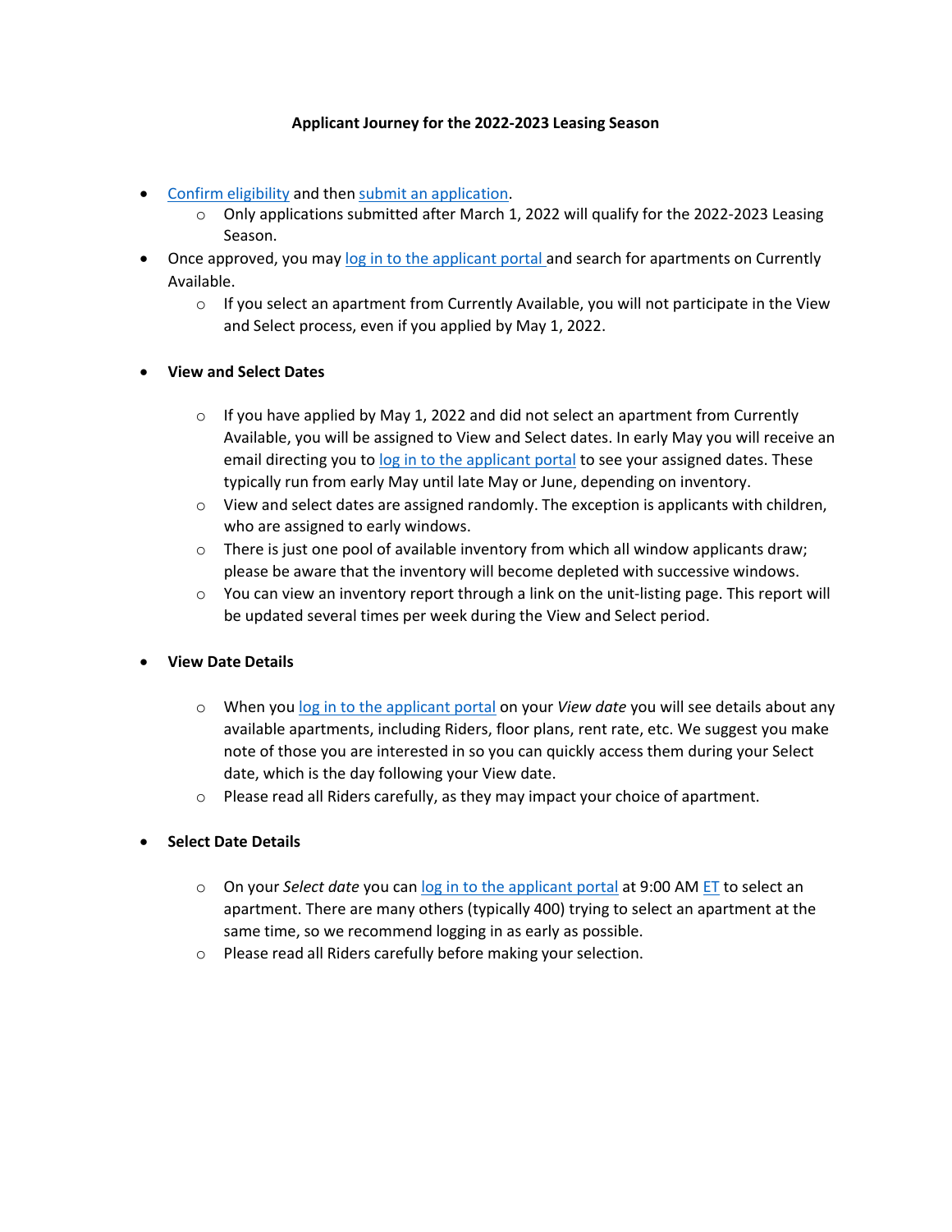**Applicant Journey for the 2022-2023 Leasing Season**

- Confirm eligibility and then submit an application.
  - Only applications submitted after March 1, 2022 will qualify for the 2022-2023 Leasing Season.
- Once approved, you may log in to the applicant portal and search for apartments on Currently Available.
  - If you select an apartment from Currently Available, you will not participate in the View and Select process, even if you applied by May 1, 2022.

- **View and Select Dates**
  - If you have applied by May 1, 2022 and did not select an apartment from Currently Available, you will be assigned to View and Select dates. In early May you will receive an email directing you to log in to the applicant portal to see your assigned dates. These typically run from early May until late May or June, depending on inventory.
  - View and select dates are assigned randomly. The exception is applicants with children, who are assigned to early windows.
  - There is just one pool of available inventory from which all window applicants draw; please be aware that the inventory will become depleted with successive windows.
  - You can view an inventory report through a link on the unit-listing page. This report will be updated several times per week during the View and Select period.

- **View Date Details**
  - When you log in to the applicant portal on your *View date* you will see details about any available apartments, including Riders, floor plans, rent rate, etc. We suggest you make note of those you are interested in so you can quickly access them during your Select date, which is the day following your View date.
  - Please read all Riders carefully, as they may impact your choice of apartment.

- **Select Date Details**
  - On your *Select date* you can log in to the applicant portal at 9:00 AM ET to select an apartment. There are many others (typically 400) trying to select an apartment at the same time, so we recommend logging in as early as possible.
  - Please read all Riders carefully before making your selection.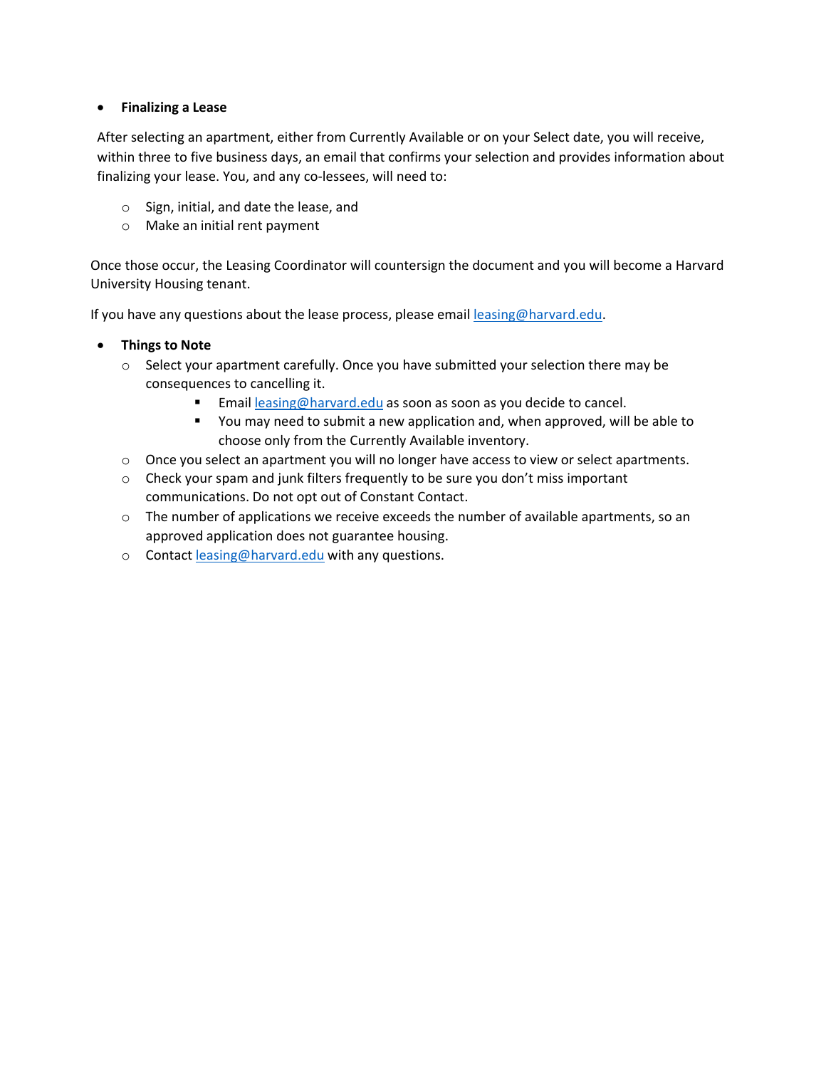- **Finalizing a Lease**

  After selecting an apartment, either from Currently Available or on your Select date, you will receive, within three to five business days, an email that confirms your selection and provides information about finalizing your lease. You, and any co-lessees, will need to:

  - Sign, initial, and date the lease, and
  - Make an initial rent payment

Once those occur, the Leasing Coordinator will countersign the document and you will become a Harvard University Housing tenant.

If you have any questions about the lease process, please email leasing@harvard.edu.

- **Things to Note**
  - Select your apartment carefully. Once you have submitted your selection there may be consequences to cancelling it.
    - Email leasing@harvard.edu as soon as soon as you decide to cancel.
    - You may need to submit a new application and, when approved, will be able to choose only from the Currently Available inventory.
  - Once you select an apartment you will no longer have access to view or select apartments.
  - Check your spam and junk filters frequently to be sure you don't miss important communications. Do not opt out of Constant Contact.
  - The number of applications we receive exceeds the number of available apartments, so an approved application does not guarantee housing.
  - Contact leasing@harvard.edu with any questions.